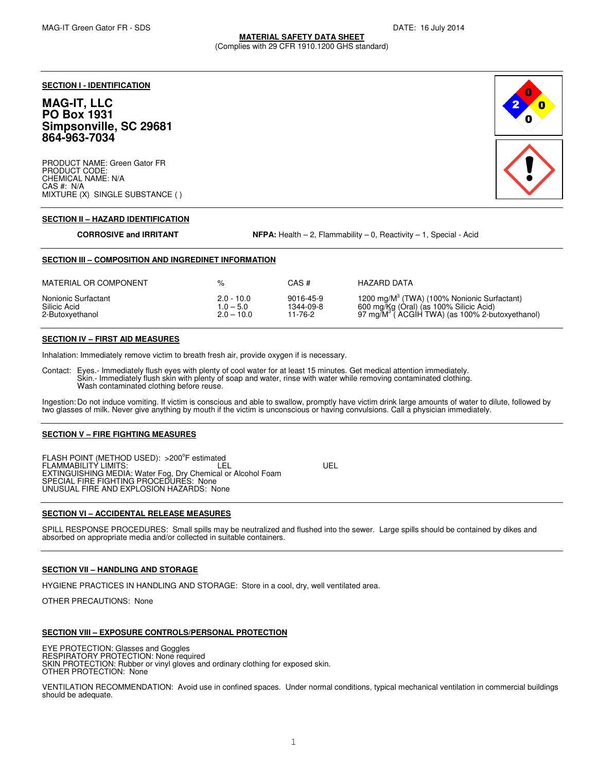MAG-IT Green Gator FR - SDS DATE: 16 July 2014

**MATERIAL SAFETY DATA SHEET**

(Complies with 29 CFR 1910.1200 GHS standard)

## SECTION I - IDENTIFICATION

**MAG-IT, LLC**
**PO Box 1931**
**Simpsonville, SC 29681**
**864-963-7034**

PRODUCT NAME: Green Gator FR
PRODUCT CODE:
CHEMICAL NAME: N/A
CAS #: N/A
MIXTURE (X) SINGLE SUBSTANCE ( )

## SECTION II – HAZARD IDENTIFICATION

**CORROSIVE and IRRITANT**

**NFPA:** Health – 2, Flammability – 0, Reactivity – 1, Special - Acid

## SECTION III – COMPOSITION AND INGREDINET INFORMATION

| MATERIAL OR COMPONENT | % | CAS # | HAZARD DATA |
|---|---|---|---|
| Nonionic Surfactant | 2.0 - 10.0 | 9016-45-9 | 1200 mg/M$^3$ (TWA) (100% Nonionic Surfactant) |
| Silicic Acid | 1.0 – 5.0 | 1344-09-8 | 600 mg/Kg (Oral) (as 100% Silicic Acid) |
| 2-Butoxyethanol | 2.0 – 10.0 | 11-76-2 | 97 mg/M$^3$ ( ACGIH TWA) (as 100% 2-butoxyethanol) |

## SECTION IV – FIRST AID MEASURES

Inhalation: Immediately remove victim to breath fresh air, provide oxygen if is necessary.

Contact: Eyes.- Immediately flush eyes with plenty of cool water for at least 15 minutes. Get medical attention immediately.
Skin.- Immediately flush skin with plenty of soap and water, rinse with water while removing contaminated clothing.
Wash contaminated clothing before reuse.

Ingestion: Do not induce vomiting. If victim is conscious and able to swallow, promptly have victim drink large amounts of water to dilute, followed by two glasses of milk. Never give anything by mouth if the victim is unconscious or having convulsions. Call a physician immediately.

## SECTION V – FIRE FIGHTING MEASURES

FLASH POINT (METHOD USED): >200°F estimated
FLAMMABILITY LIMITS: LEL UEL
EXTINGUISHING MEDIA: Water Fog, Dry Chemical or Alcohol Foam
SPECIAL FIRE FIGHTING PROCEDURES: None
UNUSUAL FIRE AND EXPLOSION HAZARDS: None

## SECTION VI – ACCIDENTAL RELEASE MEASURES

SPILL RESPONSE PROCEDURES: Small spills may be neutralized and flushed into the sewer. Large spills should be contained by dikes and absorbed on appropriate media and/or collected in suitable containers.

## SECTION VII – HANDLING AND STORAGE

HYGIENE PRACTICES IN HANDLING AND STORAGE: Store in a cool, dry, well ventilated area.

OTHER PRECAUTIONS: None

## SECTION VIII – EXPOSURE CONTROLS/PERSONAL PROTECTION

EYE PROTECTION: Glasses and Goggles
RESPIRATORY PROTECTION: None required
SKIN PROTECTION: Rubber or vinyl gloves and ordinary clothing for exposed skin.
OTHER PROTECTION: None

VENTILATION RECOMMENDATION: Avoid use in confined spaces. Under normal conditions, typical mechanical ventilation in commercial buildings should be adequate.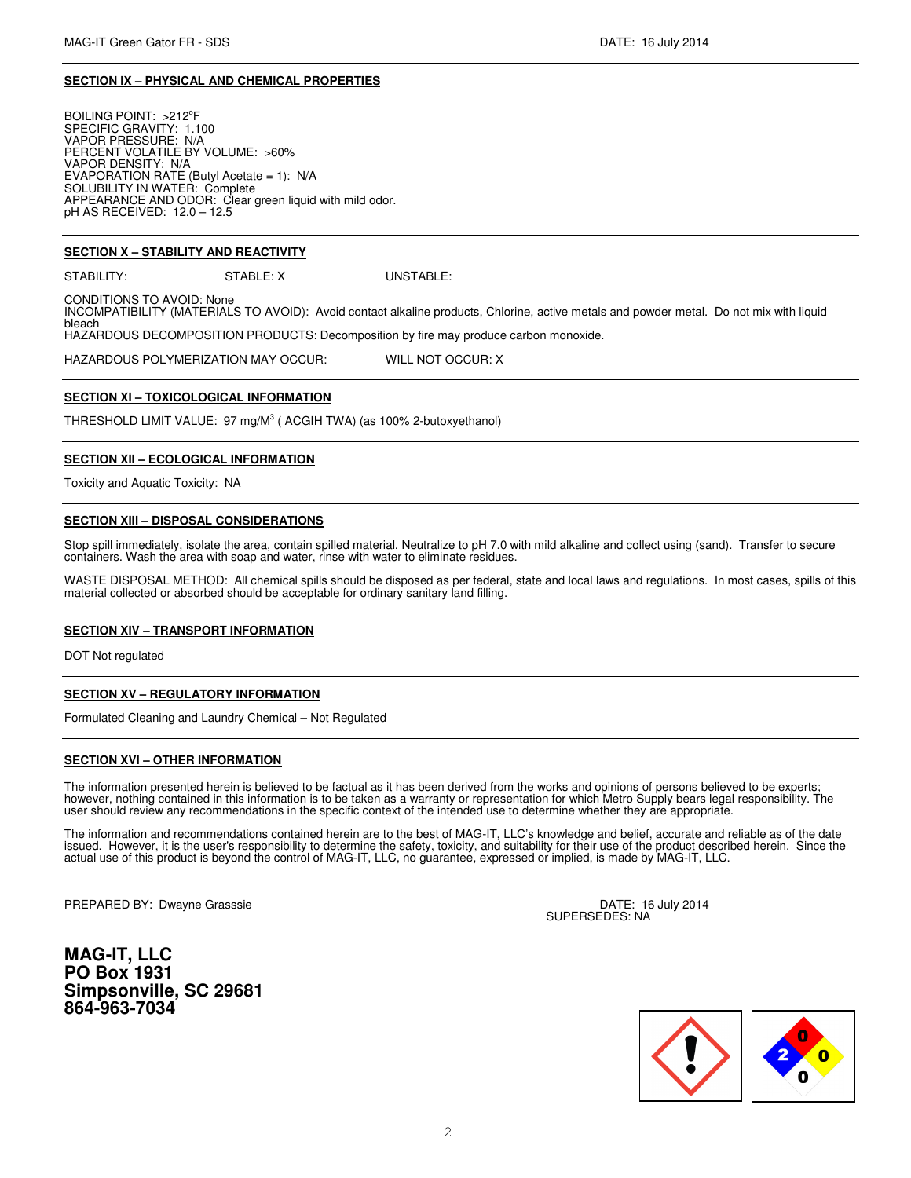## SECTION IX – PHYSICAL AND CHEMICAL PROPERTIES

BOILING POINT: >212°F
SPECIFIC GRAVITY: 1.100
VAPOR PRESSURE: N/A
PERCENT VOLATILE BY VOLUME: >60%
VAPOR DENSITY: N/A
EVAPORATION RATE (Butyl Acetate = 1): N/A
SOLUBILITY IN WATER: Complete
APPEARANCE AND ODOR: Clear green liquid with mild odor.
pH AS RECEIVED: 12.0 – 12.5

## SECTION X – STABILITY AND REACTIVITY

STABILITY: STABLE: X UNSTABLE:

CONDITIONS TO AVOID: None
INCOMPATIBILITY (MATERIALS TO AVOID): Avoid contact alkaline products, Chlorine, active metals and powder metal. Do not mix with liquid bleach
HAZARDOUS DECOMPOSITION PRODUCTS: Decomposition by fire may produce carbon monoxide.

HAZARDOUS POLYMERIZATION MAY OCCUR: WILL NOT OCCUR: X

## SECTION XI – TOXICOLOGICAL INFORMATION

THRESHOLD LIMIT VALUE: 97 mg/M$^3$ ( ACGIH TWA) (as 100% 2-butoxyethanol)

## SECTION XII – ECOLOGICAL INFORMATION

Toxicity and Aquatic Toxicity: NA

## SECTION XIII – DISPOSAL CONSIDERATIONS

Stop spill immediately, isolate the area, contain spilled material. Neutralize to pH 7.0 with mild alkaline and collect using (sand). Transfer to secure containers. Wash the area with soap and water, rinse with water to eliminate residues.

WASTE DISPOSAL METHOD: All chemical spills should be disposed as per federal, state and local laws and regulations. In most cases, spills of this material collected or absorbed should be acceptable for ordinary sanitary land filling.

## SECTION XIV – TRANSPORT INFORMATION

DOT Not regulated

## SECTION XV – REGULATORY INFORMATION

Formulated Cleaning and Laundry Chemical – Not Regulated

## SECTION XVI – OTHER INFORMATION

The information presented herein is believed to be factual as it has been derived from the works and opinions of persons believed to be experts; however, nothing contained in this information is to be taken as a warranty or representation for which Metro Supply bears legal responsibility. The user should review any recommendations in the specific context of the intended use to determine whether they are appropriate.

The information and recommendations contained herein are to the best of MAG-IT, LLC's knowledge and belief, accurate and reliable as of the date issued. However, it is the user's responsibility to determine the safety, toxicity, and suitability for their use of the product described herein. Since the actual use of this product is beyond the control of MAG-IT, LLC, no guarantee, expressed or implied, is made by MAG-IT, LLC.

PREPARED BY: Dwayne Grasssie

DATE: 16 July 2014
SUPERSEDES: NA

**MAG-IT, LLC**
**PO Box 1931**
**Simpsonville, SC 29681**
**864-963-7034**

0
2 0
0